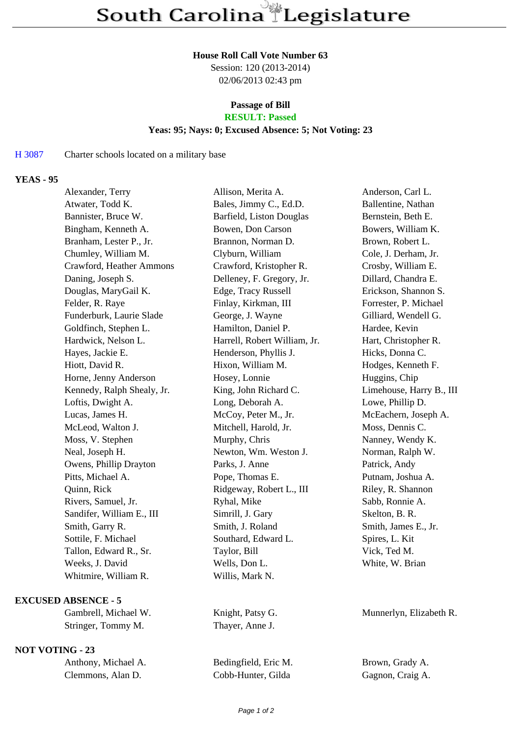# South Carolina Legislature

**House Roll Call Vote Number 63**
Session: 120 (2013-2014)
02/06/2013 02:43 pm

**Passage of Bill**
**RESULT: Passed**
**Yeas: 95; Nays: 0; Excused Absence: 5; Not Voting: 23**

H 3087 Charter schools located on a military base

**YEAS - 95**

| | | |
|---|---|---|
| Alexander, Terry | Allison, Merita A. | Anderson, Carl L. |
| Atwater, Todd K. | Bales, Jimmy C., Ed.D. | Ballentine, Nathan |
| Bannister, Bruce W. | Barfield, Liston Douglas | Bernstein, Beth E. |
| Bingham, Kenneth A. | Bowen, Don Carson | Bowers, William K. |
| Branham, Lester P., Jr. | Brannon, Norman D. | Brown, Robert L. |
| Chumley, William M. | Clyburn, William | Cole, J. Derham, Jr. |
| Crawford, Heather Ammons | Crawford, Kristopher R. | Crosby, William E. |
| Daning, Joseph S. | Delleney, F. Gregory, Jr. | Dillard, Chandra E. |
| Douglas, MaryGail K. | Edge, Tracy Russell | Erickson, Shannon S. |
| Felder, R. Raye | Finlay, Kirkman, III | Forrester, P. Michael |
| Funderburk, Laurie Slade | George, J. Wayne | Gilliard, Wendell G. |
| Goldfinch, Stephen L. | Hamilton, Daniel P. | Hardee, Kevin |
| Hardwick, Nelson L. | Harrell, Robert William, Jr. | Hart, Christopher R. |
| Hayes, Jackie E. | Henderson, Phyllis J. | Hicks, Donna C. |
| Hiott, David R. | Hixon, William M. | Hodges, Kenneth F. |
| Horne, Jenny Anderson | Hosey, Lonnie | Huggins, Chip |
| Kennedy, Ralph Shealy, Jr. | King, John Richard C. | Limehouse, Harry B., III |
| Loftis, Dwight A. | Long, Deborah A. | Lowe, Phillip D. |
| Lucas, James H. | McCoy, Peter M., Jr. | McEachern, Joseph A. |
| McLeod, Walton J. | Mitchell, Harold, Jr. | Moss, Dennis C. |
| Moss, V. Stephen | Murphy, Chris | Nanney, Wendy K. |
| Neal, Joseph H. | Newton, Wm. Weston J. | Norman, Ralph W. |
| Owens, Phillip Drayton | Parks, J. Anne | Patrick, Andy |
| Pitts, Michael A. | Pope, Thomas E. | Putnam, Joshua A. |
| Quinn, Rick | Ridgeway, Robert L., III | Riley, R. Shannon |
| Rivers, Samuel, Jr. | Ryhal, Mike | Sabb, Ronnie A. |
| Sandifer, William E., III | Simrill, J. Gary | Skelton, B. R. |
| Smith, Garry R. | Smith, J. Roland | Smith, James E., Jr. |
| Sottile, F. Michael | Southard, Edward L. | Spires, L. Kit |
| Tallon, Edward R., Sr. | Taylor, Bill | Vick, Ted M. |
| Weeks, J. David | Wells, Don L. | White, W. Brian |
| Whitmire, William R. | Willis, Mark N. | |

**EXCUSED ABSENCE - 5**

| | | |
|---|---|---|
| Gambrell, Michael W. | Knight, Patsy G. | Munnerlyn, Elizabeth R. |
| Stringer, Tommy M. | Thayer, Anne J. | |

**NOT VOTING - 23**

| | | |
|---|---|---|
| Anthony, Michael A. | Bedingfield, Eric M. | Brown, Grady A. |
| Clemmons, Alan D. | Cobb-Hunter, Gilda | Gagnon, Craig A. |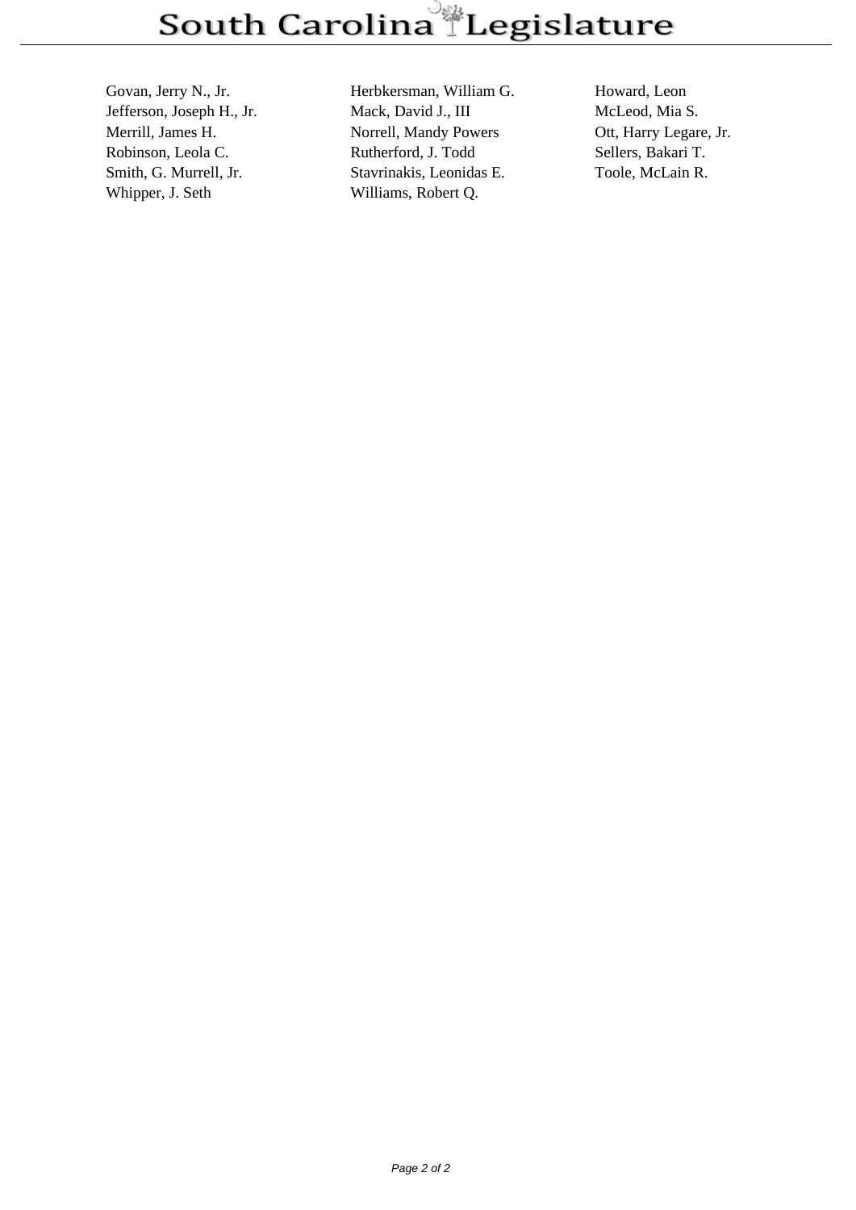Govan, Jerry N., Jr.
Herbkersman, William G.
Howard, Leon
Jefferson, Joseph H., Jr.
Mack, David J., III
McLeod, Mia S.
Merrill, James H.
Norrell, Mandy Powers
Ott, Harry Legare, Jr.
Robinson, Leola C.
Rutherford, J. Todd
Sellers, Bakari T.
Smith, G. Murrell, Jr.
Stavrinakis, Leonidas E.
Toole, McLain R.
Whipper, J. Seth
Williams, Robert Q.